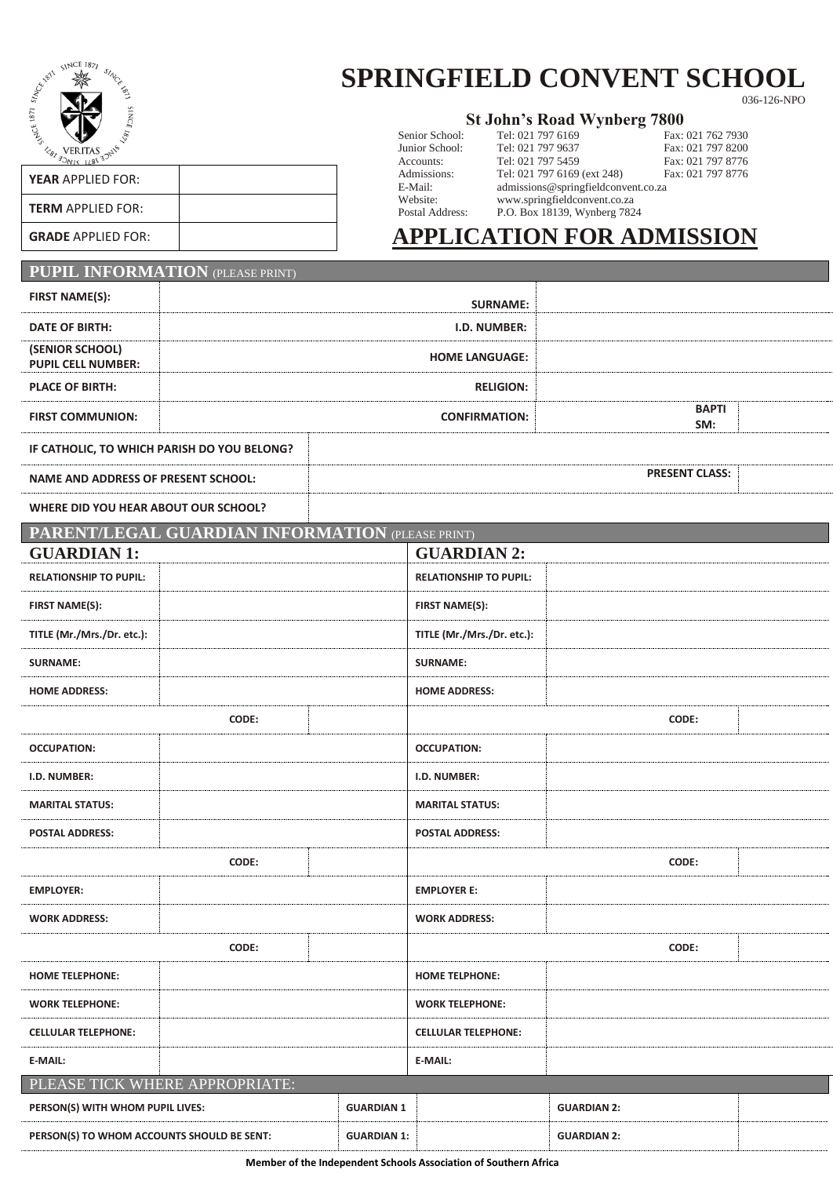# SPRINGFIELD CONVENT SCHOOL

036-126-NPO

**St John's Road Wynberg 7800**

| | | |
|---|---|---|
| Senior School: | Tel: 021 797 6169 | Fax: 021 762 7930 |
| Junior School: | Tel: 021 797 9637 | Fax: 021 797 8200 |
| Accounts: | Tel: 021 797 5459 | Fax: 021 797 8776 |
| Admissions: | Tel: 021 797 6169 (ext 248) | Fax: 021 797 8776 |
| E-Mail: | admissions@springfieldconvent.co.za | |
| Website: | www.springfieldconvent.co.za | |
| Postal Address: | P.O. Box 18139, Wynberg 7824 | |

| | |
|---|---|
| **YEAR** APPLIED FOR: | |
| **TERM** APPLIED FOR: | |
| **GRADE** APPLIED FOR: | |

## APPLICATION FOR ADMISSION

## PUPIL INFORMATION (PLEASE PRINT)

| | | | | | |
|---|---|---|---|---|---|
| **FIRST NAME(S):** | | **SURNAME:** | | | |
| **DATE OF BIRTH:** | | **I.D. NUMBER:** | | | |
| **(SENIOR SCHOOL) PUPIL CELL NUMBER:** | | **HOME LANGUAGE:** | | | |
| **PLACE OF BIRTH:** | | **RELIGION:** | | | |
| **FIRST COMMUNION:** | | **CONFIRMATION:** | | **BAPTISM:** | |
| **IF CATHOLIC, TO WHICH PARISH DO YOU BELONG?** | | | | | |
| **NAME AND ADDRESS OF PRESENT SCHOOL:** | | | | **PRESENT CLASS:** | |
| **WHERE DID YOU HEAR ABOUT OUR SCHOOL?** | | | | | |

## PARENT/LEGAL GUARDIAN INFORMATION (PLEASE PRINT)

| **GUARDIAN 1:** | | **GUARDIAN 2:** | |
|---|---|---|---|
| **RELATIONSHIP TO PUPIL:** | | **RELATIONSHIP TO PUPIL:** | |
| **FIRST NAME(S):** | | **FIRST NAME(S):** | |
| **TITLE (Mr./Mrs./Dr. etc.):** | | **TITLE (Mr./Mrs./Dr. etc.):** | |
| **SURNAME:** | | **SURNAME:** | |
| **HOME ADDRESS:** | | **HOME ADDRESS:** | |
| **CODE:** | | **CODE:** | |
| **OCCUPATION:** | | **OCCUPATION:** | |
| **I.D. NUMBER:** | | **I.D. NUMBER:** | |
| **MARITAL STATUS:** | | **MARITAL STATUS:** | |
| **POSTAL ADDRESS:** | | **POSTAL ADDRESS:** | |
| **CODE:** | | **CODE:** | |
| **EMPLOYER:** | | **EMPLOYER E:** | |
| **WORK ADDRESS:** | | **WORK ADDRESS:** | |
| **CODE:** | | **CODE:** | |
| **HOME TELEPHONE:** | | **HOME TELPHONE:** | |
| **WORK TELEPHONE:** | | **WORK TELEPHONE:** | |
| **CELLULAR TELEPHONE:** | | **CELLULAR TELEPHONE:** | |
| **E-MAIL:** | | **E-MAIL:** | |

## PLEASE TICK WHERE APPROPRIATE:

| | | | | |
|---|---|---|---|---|
| **PERSON(S) WITH WHOM PUPIL LIVES:** | **GUARDIAN 1** | | **GUARDIAN 2:** | |
| **PERSON(S) TO WHOM ACCOUNTS SHOULD BE SENT:** | **GUARDIAN 1:** | | **GUARDIAN 2:** | |

**Member of the Independent Schools Association of Southern Africa**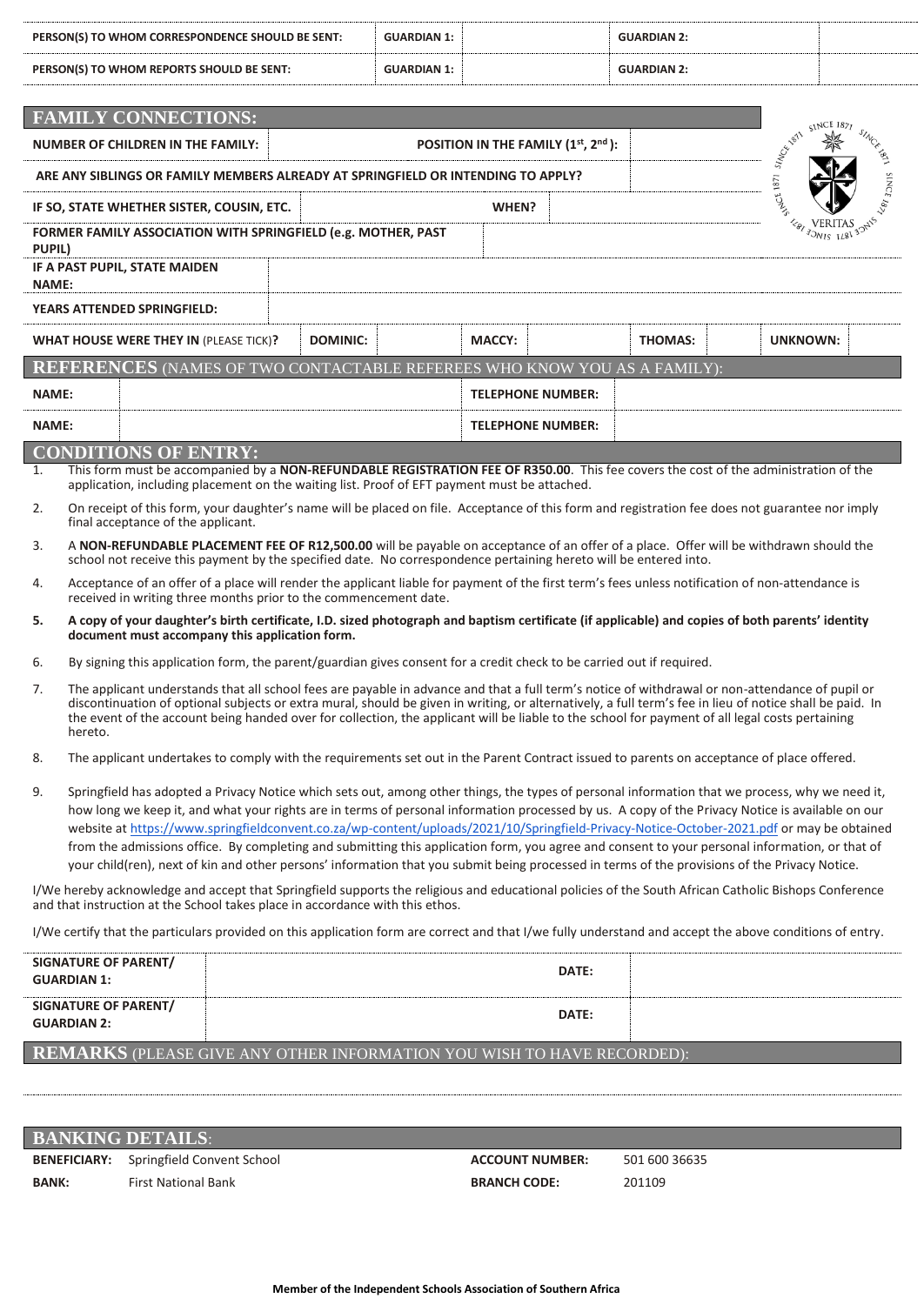| | | | | |
|---|---|---|---|---|
| **PERSON(S) TO WHOM CORRESPONDENCE SHOULD BE SENT:** | **GUARDIAN 1:** | | **GUARDIAN 2:** | |
| **PERSON(S) TO WHOM REPORTS SHOULD BE SENT:** | **GUARDIAN 1:** | | **GUARDIAN 2:** | |

## FAMILY CONNECTIONS:

| | | | |
|---|---|---|---|
| **NUMBER OF CHILDREN IN THE FAMILY:** | | **POSITION IN THE FAMILY (1st, 2nd):** | |
| **ARE ANY SIBLINGS OR FAMILY MEMBERS ALREADY AT SPRINGFIELD OR INTENDING TO APPLY?** | | | |
| **IF SO, STATE WHETHER SISTER, COUSIN, ETC.** | | **WHEN?** | |
| **FORMER FAMILY ASSOCIATION WITH SPRINGFIELD (e.g. MOTHER, PAST PUPIL)** | | | |
| **IF A PAST PUPIL, STATE MAIDEN NAME:** | | | |
| **YEARS ATTENDED SPRINGFIELD:** | | | |

| | | | | | | | | |
|---|---|---|---|---|---|---|---|---|
| **WHAT HOUSE WERE THEY IN** (PLEASE TICK)**?** | **DOMINIC:** | | **MACCY:** | | **THOMAS:** | | **UNKNOWN:** | |

## REFERENCES (NAMES OF TWO CONTACTABLE REFEREES WHO KNOW YOU AS A FAMILY):

| | | | |
|---|---|---|---|
| **NAME:** | | **TELEPHONE NUMBER:** | |
| **NAME:** | | **TELEPHONE NUMBER:** | |

## CONDITIONS OF ENTRY:

1. This form must be accompanied by a **NON-REFUNDABLE REGISTRATION FEE OF R350.00**. This fee covers the cost of the administration of the application, including placement on the waiting list. Proof of EFT payment must be attached.
2. On receipt of this form, your daughter's name will be placed on file. Acceptance of this form and registration fee does not guarantee nor imply final acceptance of the applicant.
3. A **NON-REFUNDABLE PLACEMENT FEE OF R12,500.00** will be payable on acceptance of an offer of a place. Offer will be withdrawn should the school not receive this payment by the specified date. No correspondence pertaining hereto will be entered into.
4. Acceptance of an offer of a place will render the applicant liable for payment of the first term's fees unless notification of non-attendance is received in writing three months prior to the commencement date.
5. **A copy of your daughter's birth certificate, I.D. sized photograph and baptism certificate (if applicable) and copies of both parents' identity document must accompany this application form.**
6. By signing this application form, the parent/guardian gives consent for a credit check to be carried out if required.
7. The applicant understands that all school fees are payable in advance and that a full term's notice of withdrawal or non-attendance of pupil or discontinuation of optional subjects or extra mural, should be given in writing, or alternatively, a full term's fee in lieu of notice shall be paid. In the event of the account being handed over for collection, the applicant will be liable to the school for payment of all legal costs pertaining hereto.
8. The applicant undertakes to comply with the requirements set out in the Parent Contract issued to parents on acceptance of place offered.
9. Springfield has adopted a Privacy Notice which sets out, among other things, the types of personal information that we process, why we need it, how long we keep it, and what your rights are in terms of personal information processed by us. A copy of the Privacy Notice is available on our website at https://www.springfieldconvent.co.za/wp-content/uploads/2021/10/Springfield-Privacy-Notice-October-2021.pdf or may be obtained from the admissions office. By completing and submitting this application form, you agree and consent to your personal information, or that of your child(ren), next of kin and other persons' information that you submit being processed in terms of the provisions of the Privacy Notice.

I/We hereby acknowledge and accept that Springfield supports the religious and educational policies of the South African Catholic Bishops Conference and that instruction at the School takes place in accordance with this ethos.

I/We certify that the particulars provided on this application form are correct and that I/we fully understand and accept the above conditions of entry.

| | | | |
|---|---|---|---|
| **SIGNATURE OF PARENT/ GUARDIAN 1:** | | **DATE:** | |
| **SIGNATURE OF PARENT/ GUARDIAN 2:** | | **DATE:** | |

## REMARKS (PLEASE GIVE ANY OTHER INFORMATION YOU WISH TO HAVE RECORDED):

## BANKING DETAILS:

| | | | |
|---|---|---|---|
| **BENEFICIARY:** | Springfield Convent School | **ACCOUNT NUMBER:** | 501 600 36635 |
| **BANK:** | First National Bank | **BRANCH CODE:** | 201109 |

**Member of the Independent Schools Association of Southern Africa**